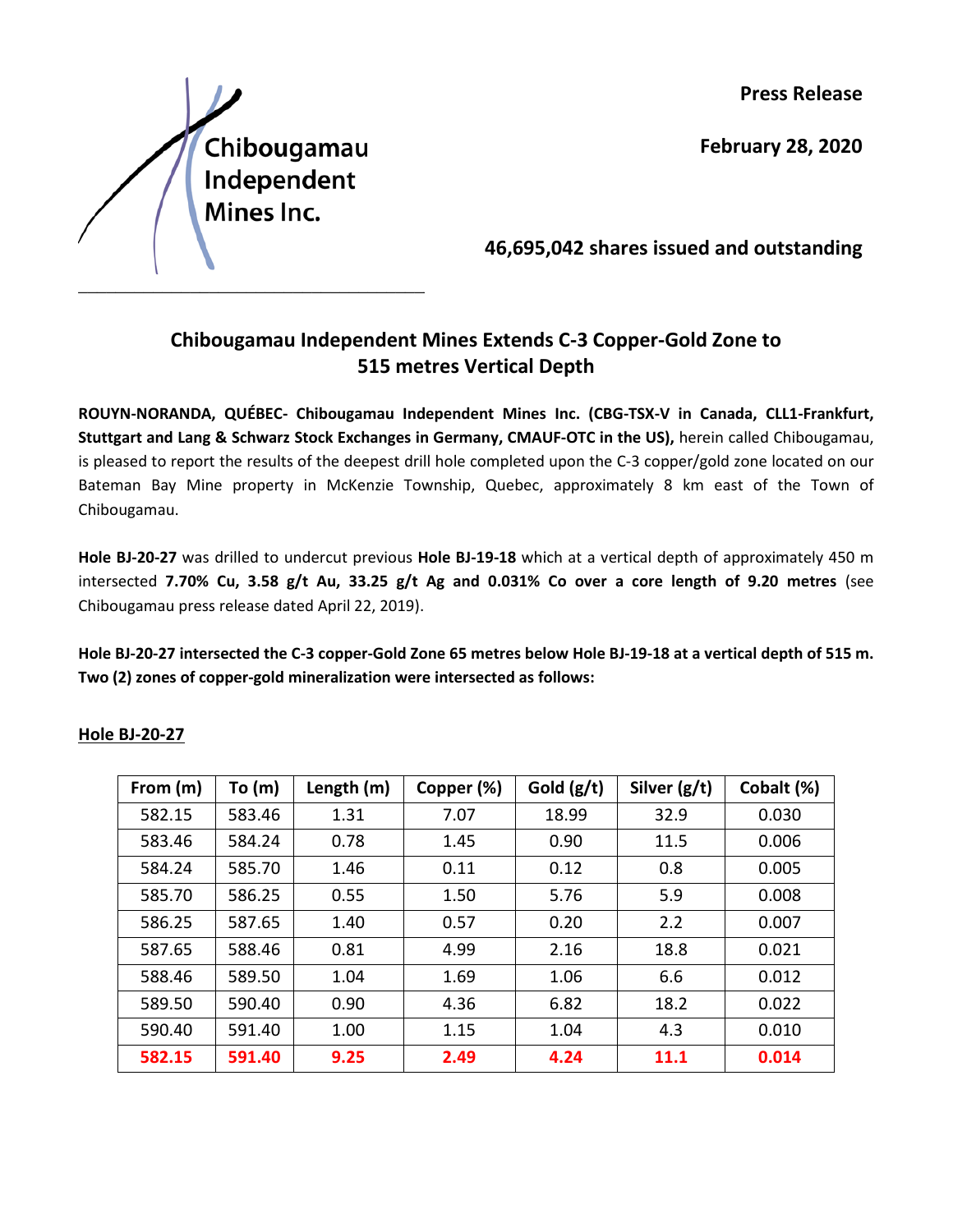Chibougamau Independent Mines Inc.

**Press Release**

**February 28, 2020**

**46,695,042 shares issued and outstanding**

## Chibougamau Independent Mines Extends C-3 Copper-Gold Zone to 515 metres Vertical Depth

**ROUYN-NORANDA, QUÉBEC- Chibougamau Independent Mines Inc. (CBG-TSX-V in Canada, CLL1-Frankfurt, Stuttgart and Lang & Schwarz Stock Exchanges in Germany, CMAUF-OTC in the US),** herein called Chibougamau, is pleased to report the results of the deepest drill hole completed upon the C-3 copper/gold zone located on our Bateman Bay Mine property in McKenzie Township, Quebec, approximately 8 km east of the Town of Chibougamau.

**Hole BJ-20-27** was drilled to undercut previous **Hole BJ-19-18** which at a vertical depth of approximately 450 m intersected **7.70% Cu, 3.58 g/t Au, 33.25 g/t Ag and 0.031% Co over a core length of 9.20 metres** (see Chibougamau press release dated April 22, 2019).

**Hole BJ-20-27 intersected the C-3 copper-Gold Zone 65 metres below Hole BJ-19-18 at a vertical depth of 515 m. Two (2) zones of copper-gold mineralization were intersected as follows:**

**Hole BJ-20-27**

| From (m) | To (m) | Length (m) | Copper (%) | Gold (g/t) | Silver (g/t) | Cobalt (%) |
|---|---|---|---|---|---|---|
| 582.15 | 583.46 | 1.31 | 7.07 | 18.99 | 32.9 | 0.030 |
| 583.46 | 584.24 | 0.78 | 1.45 | 0.90 | 11.5 | 0.006 |
| 584.24 | 585.70 | 1.46 | 0.11 | 0.12 | 0.8 | 0.005 |
| 585.70 | 586.25 | 0.55 | 1.50 | 5.76 | 5.9 | 0.008 |
| 586.25 | 587.65 | 1.40 | 0.57 | 0.20 | 2.2 | 0.007 |
| 587.65 | 588.46 | 0.81 | 4.99 | 2.16 | 18.8 | 0.021 |
| 588.46 | 589.50 | 1.04 | 1.69 | 1.06 | 6.6 | 0.012 |
| 589.50 | 590.40 | 0.90 | 4.36 | 6.82 | 18.2 | 0.022 |
| 590.40 | 591.40 | 1.00 | 1.15 | 1.04 | 4.3 | 0.010 |
| **582.15** | **591.40** | **9.25** | **2.49** | **4.24** | **11.1** | **0.014** |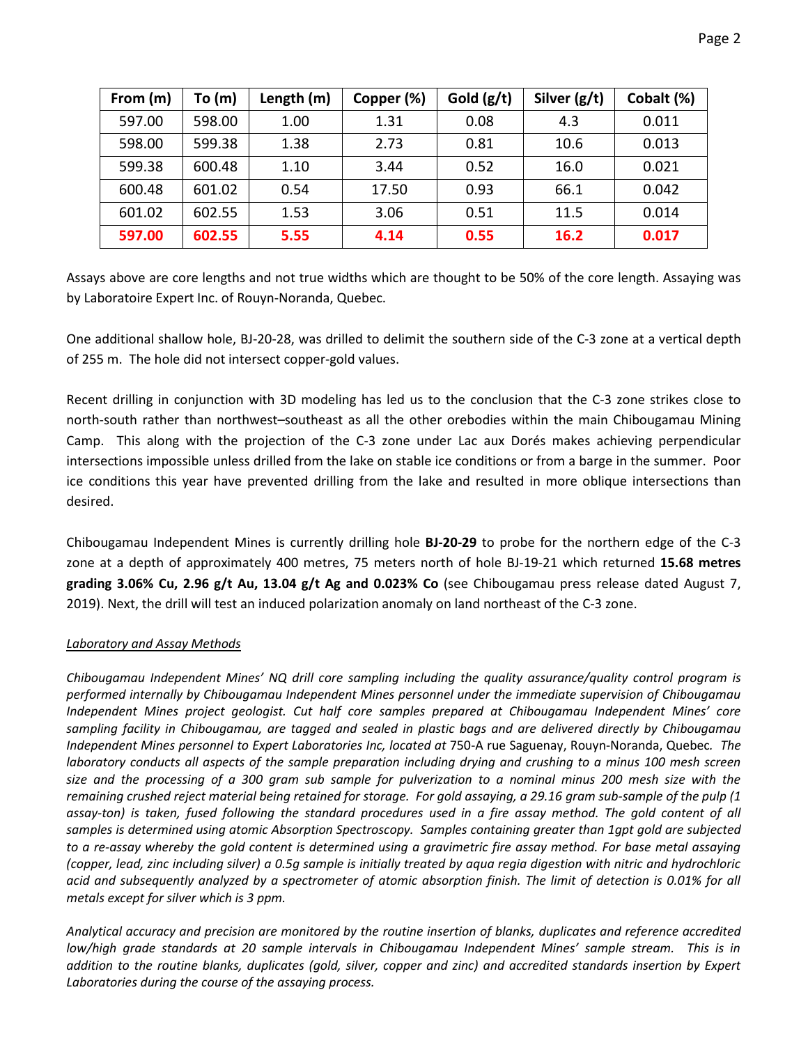| From (m) | To (m) | Length (m) | Copper (%) | Gold (g/t) | Silver (g/t) | Cobalt (%) |
|---|---|---|---|---|---|---|
| 597.00 | 598.00 | 1.00 | 1.31 | 0.08 | 4.3 | 0.011 |
| 598.00 | 599.38 | 1.38 | 2.73 | 0.81 | 10.6 | 0.013 |
| 599.38 | 600.48 | 1.10 | 3.44 | 0.52 | 16.0 | 0.021 |
| 600.48 | 601.02 | 0.54 | 17.50 | 0.93 | 66.1 | 0.042 |
| 601.02 | 602.55 | 1.53 | 3.06 | 0.51 | 11.5 | 0.014 |
| **597.00** | **602.55** | **5.55** | **4.14** | **0.55** | **16.2** | **0.017** |

Assays above are core lengths and not true widths which are thought to be 50% of the core length. Assaying was by Laboratoire Expert Inc. of Rouyn-Noranda, Quebec.

One additional shallow hole, BJ-20-28, was drilled to delimit the southern side of the C-3 zone at a vertical depth of 255 m. The hole did not intersect copper-gold values.

Recent drilling in conjunction with 3D modeling has led us to the conclusion that the C-3 zone strikes close to north-south rather than northwest–southeast as all the other orebodies within the main Chibougamau Mining Camp. This along with the projection of the C-3 zone under Lac aux Dorés makes achieving perpendicular intersections impossible unless drilled from the lake on stable ice conditions or from a barge in the summer. Poor ice conditions this year have prevented drilling from the lake and resulted in more oblique intersections than desired.

Chibougamau Independent Mines is currently drilling hole **BJ-20-29** to probe for the northern edge of the C-3 zone at a depth of approximately 400 metres, 75 meters north of hole BJ-19-21 which returned **15.68 metres grading 3.06% Cu, 2.96 g/t Au, 13.04 g/t Ag and 0.023% Co** (see Chibougamau press release dated August 7, 2019). Next, the drill will test an induced polarization anomaly on land northeast of the C-3 zone.

## Laboratory and Assay Methods

*Chibougamau Independent Mines' NQ drill core sampling including the quality assurance/quality control program is performed internally by Chibougamau Independent Mines personnel under the immediate supervision of Chibougamau Independent Mines project geologist. Cut half core samples prepared at Chibougamau Independent Mines' core sampling facility in Chibougamau, are tagged and sealed in plastic bags and are delivered directly by Chibougamau Independent Mines personnel to Expert Laboratories Inc, located at* 750-A rue Saguenay, Rouyn-Noranda, Quebec*. The laboratory conducts all aspects of the sample preparation including drying and crushing to a minus 100 mesh screen size and the processing of a 300 gram sub sample for pulverization to a nominal minus 200 mesh size with the remaining crushed reject material being retained for storage. For gold assaying, a 29.16 gram sub-sample of the pulp (1 assay-ton) is taken, fused following the standard procedures used in a fire assay method. The gold content of all samples is determined using atomic Absorption Spectroscopy. Samples containing greater than 1gpt gold are subjected to a re-assay whereby the gold content is determined using a gravimetric fire assay method. For base metal assaying (copper, lead, zinc including silver) a 0.5g sample is initially treated by aqua regia digestion with nitric and hydrochloric acid and subsequently analyzed by a spectrometer of atomic absorption finish. The limit of detection is 0.01% for all metals except for silver which is 3 ppm.*

*Analytical accuracy and precision are monitored by the routine insertion of blanks, duplicates and reference accredited low/high grade standards at 20 sample intervals in Chibougamau Independent Mines' sample stream. This is in addition to the routine blanks, duplicates (gold, silver, copper and zinc) and accredited standards insertion by Expert Laboratories during the course of the assaying process.*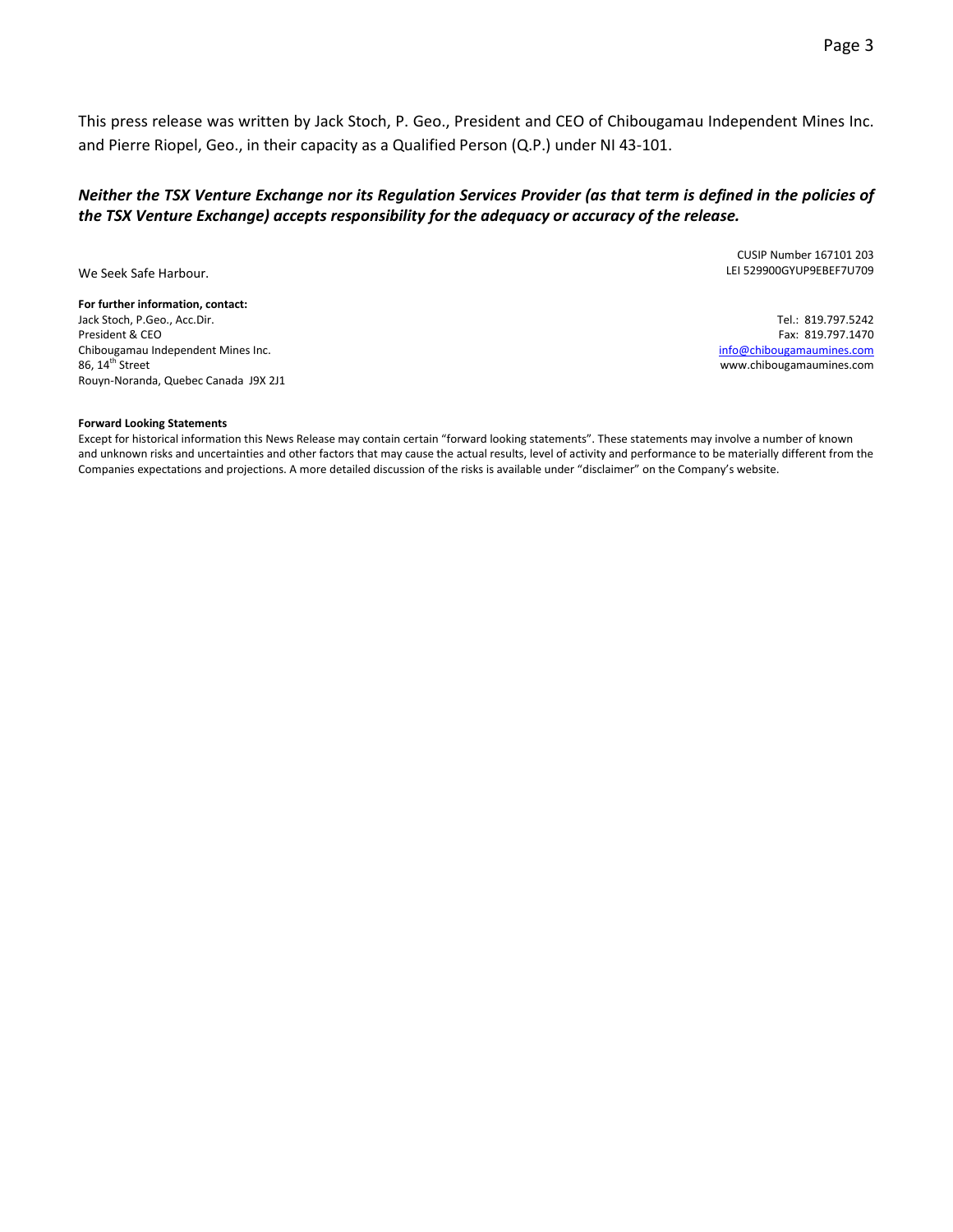This press release was written by Jack Stoch, P. Geo., President and CEO of Chibougamau Independent Mines Inc. and Pierre Riopel, Geo., in their capacity as a Qualified Person (Q.P.) under NI 43-101.

***Neither the TSX Venture Exchange nor its Regulation Services Provider (as that term is defined in the policies of the TSX Venture Exchange) accepts responsibility for the adequacy or accuracy of the release.***

CUSIP Number 167101 203
LEI 529900GYUP9EBEF7U709

We Seek Safe Harbour.

**For further information, contact:**

Jack Stoch, P.Geo., Acc.Dir.
President & CEO
Chibougamau Independent Mines Inc.
86, 14th Street
Rouyn-Noranda, Quebec Canada J9X 2J1

Tel.: 819.797.5242
Fax: 819.797.1470
info@chibougamaumines.com
www.chibougamaumines.com

**Forward Looking Statements**

Except for historical information this News Release may contain certain "forward looking statements". These statements may involve a number of known and unknown risks and uncertainties and other factors that may cause the actual results, level of activity and performance to be materially different from the Companies expectations and projections. A more detailed discussion of the risks is available under "disclaimer" on the Company's website.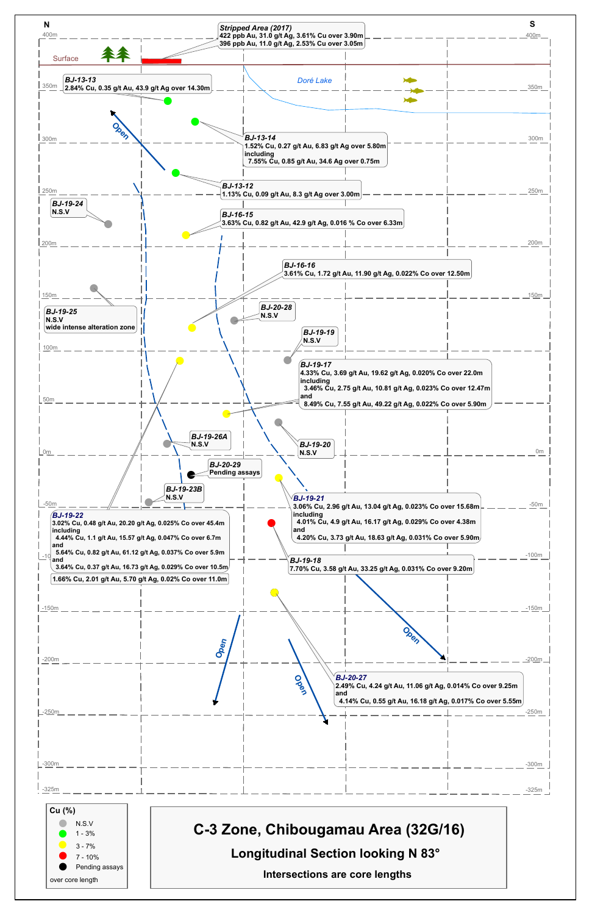# C-3 Zone, Chibougamau Area (32G/16)

## Longitudinal Section looking N 83°

### Intersections are core lengths

N

S

400m

Surface

Doré Lake

**Stripped Area (2017)**
422 ppb Au, 31.0 g/t Ag, 3.61% Cu over 3.90m
396 ppb Au, 11.0 g/t Ag, 2.53% Cu over 3.05m

**BJ-13-13**
2.84% Cu, 0.35 g/t Au, 43.9 g/t Ag over 14.30m

**BJ-13-14**
1.52% Cu, 0.27 g/t Au, 6.83 g/t Ag over 5.80m
including
7.55% Cu, 0.85 g/t Au, 34.6 Ag over 0.75m

**BJ-13-12**
1.13% Cu, 0.09 g/t Au, 8.3 g/t Ag over 3.00m

**BJ-19-24**
N.S.V

**BJ-16-15**
3.63% Cu, 0.82 g/t Au, 42.9 g/t Ag, 0.016 % Co over 6.33m

**BJ-16-16**
3.61% Cu, 1.72 g/t Au, 11.90 g/t Ag, 0.022% Co over 12.50m

**BJ-19-25**
N.S.V
wide intense alteration zone

**BJ-20-28**
N.S.V

**BJ-19-19**
N.S.V

**BJ-19-17**
4.33% Cu, 3.69 g/t Au, 19.62 g/t Ag, 0.020% Co over 22.0m
including
3.46% Cu, 2.75 g/t Au, 10.81 g/t Ag, 0.023% Co over 12.47m
and
8.49% Cu, 7.55 g/t Au, 49.22 g/t Ag, 0.022% Co over 5.90m

**BJ-19-26A**
N.S.V

**BJ-19-20**
N.S.V

**BJ-20-29**
Pending assays

**BJ-19-23B**
N.S.V

**BJ-19-21**
3.06% Cu, 2.96 g/t Au, 13.04 g/t Ag, 0.023% Co over 15.68m
including
4.01% Cu, 4.9 g/t Au, 16.17 g/t Ag, 0.029% Co over 4.38m
and
4.20% Cu, 3.73 g/t Au, 18.63 g/t Ag, 0.031% Co over 5.90m

**BJ-19-22**
3.02% Cu, 0.48 g/t Au, 20.20 g/t Ag, 0.025% Co over 45.4m
including
4.44% Cu, 1.1 g/t Au, 15.57 g/t Ag, 0.047% Co over 6.7m
and
5.64% Cu, 0.82 g/t Au, 61.12 g/t Ag, 0.037% Co over 5.9m
and
3.64% Cu, 0.37 g/t Au, 16.73 g/t Ag, 0.029% Co over 10.5m

1.66% Cu, 2.01 g/t Au, 5.70 g/t Ag, 0.02% Co over 11.0m

**BJ-19-18**
7.70% Cu, 3.58 g/t Au, 33.25 g/t Ag, 0.031% Co over 9.20m

**BJ-20-27**
2.49% Cu, 4.24 g/t Au, 11.06 g/t Ag, 0.014% Co over 9.25m
and
4.14% Cu, 0.55 g/t Au, 16.18 g/t Ag, 0.017% Co over 5.55m

Open

Open

Open

Open

400m, 350m, 300m, 250m, 200m, 150m, 100m, 50m, 0m, -50m, -100m, -150m, -200m, -250m, -300m, -325m

**Cu (%)**
- N.S.V
- 1 - 3%
- 3 - 7%
- 7 - 10%
- Pending assays

over core length